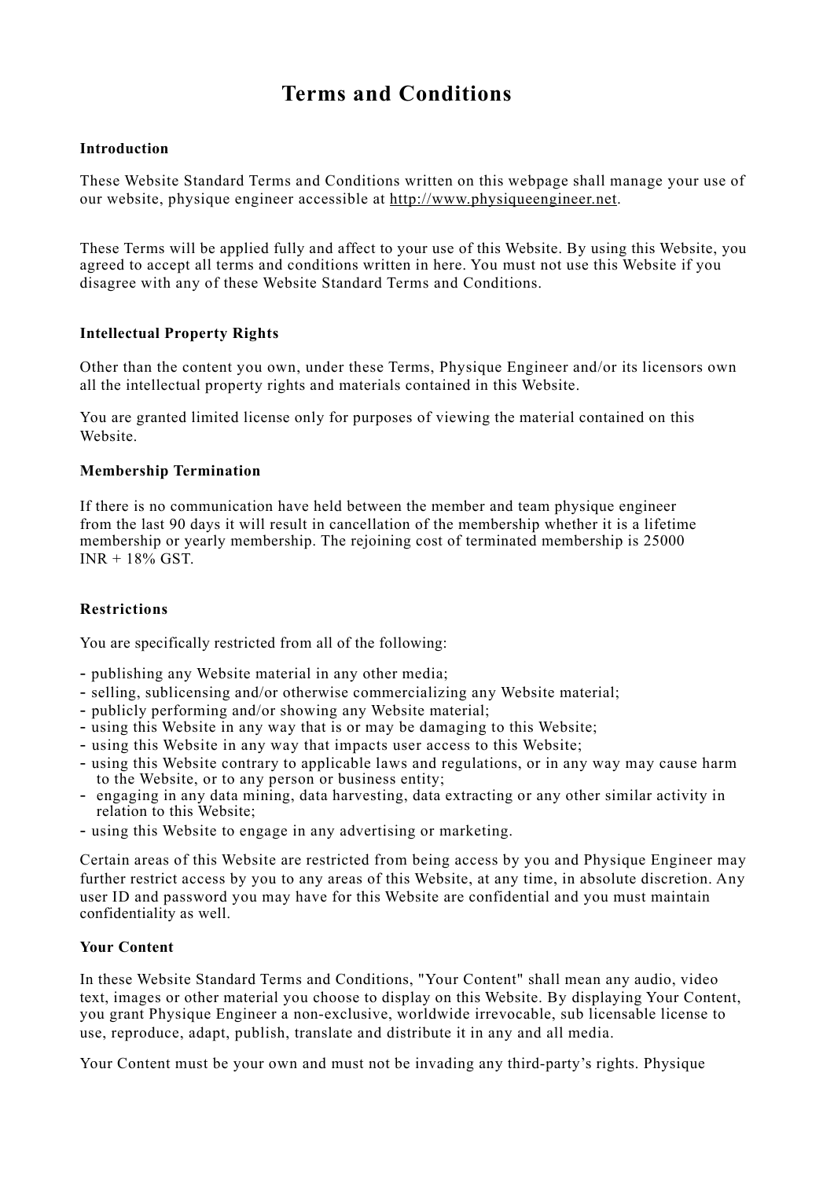# Terms and Conditions

**Introduction**

These Website Standard Terms and Conditions written on this webpage shall manage your use of our website, physique engineer accessible at http://www.physiqueengineer.net.

These Terms will be applied fully and affect to your use of this Website. By using this Website, you agreed to accept all terms and conditions written in here. You must not use this Website if you disagree with any of these Website Standard Terms and Conditions.

**Intellectual Property Rights**

Other than the content you own, under these Terms, Physique Engineer and/or its licensors own all the intellectual property rights and materials contained in this Website.

You are granted limited license only for purposes of viewing the material contained on this Website.

**Membership Termination**

If there is no communication have held between the member and team physique engineer from the last 90 days it will result in cancellation of the membership whether it is a lifetime membership or yearly membership. The rejoining cost of terminated membership is 25000 INR + 18% GST.

**Restrictions**

You are specifically restricted from all of the following:

- publishing any Website material in any other media;
- selling, sublicensing and/or otherwise commercializing any Website material;
- publicly performing and/or showing any Website material;
- using this Website in any way that is or may be damaging to this Website;
- using this Website in any way that impacts user access to this Website;
- using this Website contrary to applicable laws and regulations, or in any way may cause harm to the Website, or to any person or business entity;
- engaging in any data mining, data harvesting, data extracting or any other similar activity in relation to this Website;
- using this Website to engage in any advertising or marketing.

Certain areas of this Website are restricted from being access by you and Physique Engineer may further restrict access by you to any areas of this Website, at any time, in absolute discretion. Any user ID and password you may have for this Website are confidential and you must maintain confidentiality as well.

**Your Content**

In these Website Standard Terms and Conditions, "Your Content" shall mean any audio, video text, images or other material you choose to display on this Website. By displaying Your Content, you grant Physique Engineer a non-exclusive, worldwide irrevocable, sub licensable license to use, reproduce, adapt, publish, translate and distribute it in any and all media.

Your Content must be your own and must not be invading any third-party's rights. Physique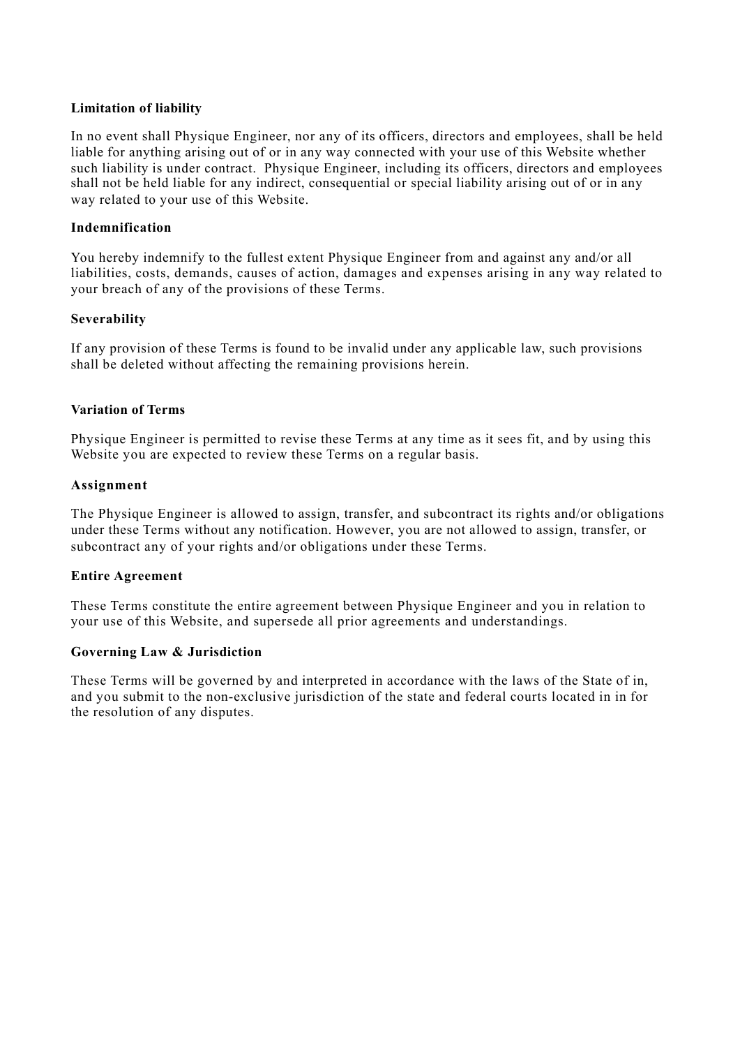**Limitation of liability**

In no event shall Physique Engineer, nor any of its officers, directors and employees, shall be held liable for anything arising out of or in any way connected with your use of this Website whether such liability is under contract. Physique Engineer, including its officers, directors and employees shall not be held liable for any indirect, consequential or special liability arising out of or in any way related to your use of this Website.

**Indemnification**

You hereby indemnify to the fullest extent Physique Engineer from and against any and/or all liabilities, costs, demands, causes of action, damages and expenses arising in any way related to your breach of any of the provisions of these Terms.

**Severability**

If any provision of these Terms is found to be invalid under any applicable law, such provisions shall be deleted without affecting the remaining provisions herein.

**Variation of Terms**

Physique Engineer is permitted to revise these Terms at any time as it sees fit, and by using this Website you are expected to review these Terms on a regular basis.

**Assignment**

The Physique Engineer is allowed to assign, transfer, and subcontract its rights and/or obligations under these Terms without any notification. However, you are not allowed to assign, transfer, or subcontract any of your rights and/or obligations under these Terms.

**Entire Agreement**

These Terms constitute the entire agreement between Physique Engineer and you in relation to your use of this Website, and supersede all prior agreements and understandings.

**Governing Law & Jurisdiction**

These Terms will be governed by and interpreted in accordance with the laws of the State of in, and you submit to the non-exclusive jurisdiction of the state and federal courts located in in for the resolution of any disputes.